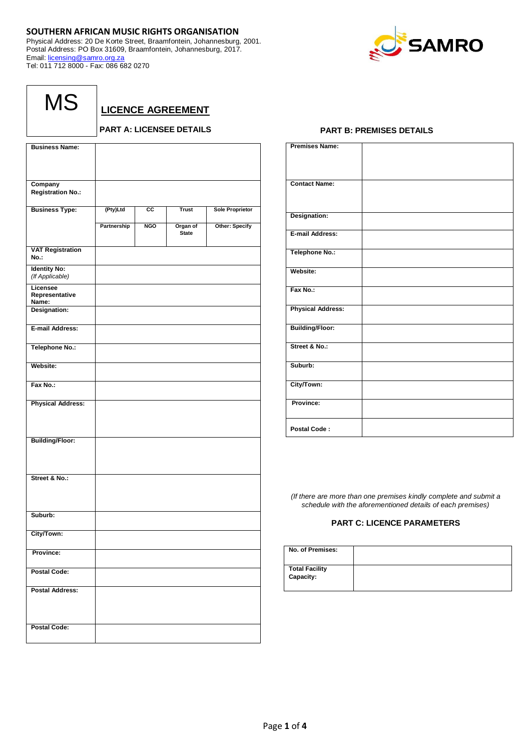**SOUTHERN AFRICAN MUSIC RIGHTS ORGANISATION**
Physical Address: 20 De Korte Street, Braamfontein, Johannesburg, 2001.
Postal Address: PO Box 31609, Braamfontein, Johannesburg, 2017.
Email: licensing@samro.org.za
Tel: 011 712 8000 - Fax: 086 682 0270

SAMRO

# MS

## LICENCE AGREEMENT

### PART A: LICENSEE DETAILS

| | | | | |
|---|---|---|---|---|
| **Business Name:** | | | | |
| **Company Registration No.:** | | | | |
| **Business Type:** | (Pty)Ltd | CC | Trust | Sole Proprietor |
| | Partnership | NGO | Organ of State | Other: Specify |
| **VAT Registration No.:** | | | | |
| **Identity No:** *(If Applicable)* | | | | |
| **Licensee Representative Name:** | | | | |
| **Designation:** | | | | |
| **E-mail Address:** | | | | |
| **Telephone No.:** | | | | |
| **Website:** | | | | |
| **Fax No.:** | | | | |
| **Physical Address:** | | | | |
| **Building/Floor:** | | | | |
| **Street & No.:** | | | | |
| **Suburb:** | | | | |
| **City/Town:** | | | | |
| **Province:** | | | | |
| **Postal Code:** | | | | |
| **Postal Address:** | | | | |
| **Postal Code:** | | | | |

### PART B: PREMISES DETAILS

| | |
|---|---|
| **Premises Name:** | |
| **Contact Name:** | |
| **Designation:** | |
| **E-mail Address:** | |
| **Telephone No.:** | |
| **Website:** | |
| **Fax No.:** | |
| **Physical Address:** | |
| **Building/Floor:** | |
| **Street & No.:** | |
| **Suburb:** | |
| **City/Town:** | |
| **Province:** | |
| **Postal Code :** | |

*(If there are more than one premises kindly complete and submit a schedule with the aforementioned details of each premises)*

### PART C: LICENCE PARAMETERS

| | |
|---|---|
| **No. of Premises:** | |
| **Total Facility Capacity:** | |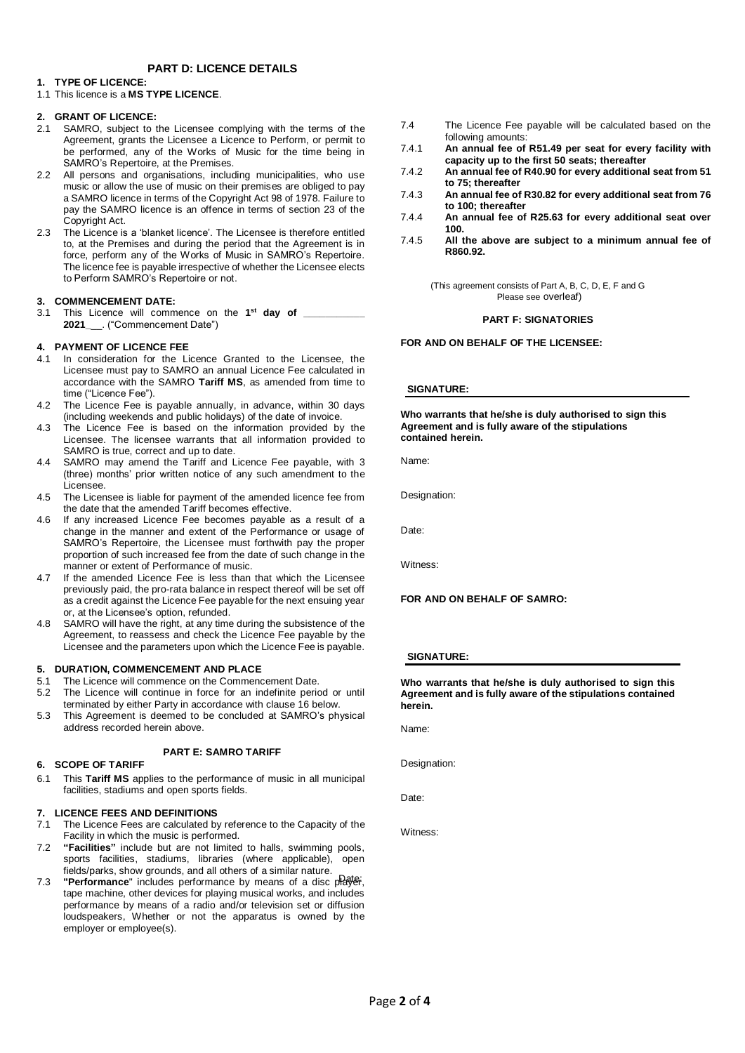## PART D: LICENCE DETAILS

**1. TYPE OF LICENCE:**

1.1 This licence is a **MS TYPE LICENCE**.

**2. GRANT OF LICENCE:**

2.1 SAMRO, subject to the Licensee complying with the terms of the Agreement, grants the Licensee a Licence to Perform, or permit to be performed, any of the Works of Music for the time being in SAMRO's Repertoire, at the Premises.

2.2 All persons and organisations, including municipalities, who use music or allow the use of music on their premises are obliged to pay a SAMRO licence in terms of the Copyright Act 98 of 1978. Failure to pay the SAMRO licence is an offence in terms of section 23 of the Copyright Act.

2.3 The Licence is a 'blanket licence'. The Licensee is therefore entitled to, at the Premises and during the period that the Agreement is in force, perform any of the Works of Music in SAMRO's Repertoire. The licence fee is payable irrespective of whether the Licensee elects to Perform SAMRO's Repertoire or not.

**3. COMMENCEMENT DATE:**

3.1 This Licence will commence on the **1st day of ___________ 2021___**. ("Commencement Date")

**4. PAYMENT OF LICENCE FEE**

4.1 In consideration for the Licence Granted to the Licensee, the Licensee must pay to SAMRO an annual Licence Fee calculated in accordance with the SAMRO **Tariff MS**, as amended from time to time ("Licence Fee").

4.2 The Licence Fee is payable annually, in advance, within 30 days (including weekends and public holidays) of the date of invoice.

4.3 The Licence Fee is based on the information provided by the Licensee. The licensee warrants that all information provided to SAMRO is true, correct and up to date.

4.4 SAMRO may amend the Tariff and Licence Fee payable, with 3 (three) months' prior written notice of any such amendment to the Licensee.

4.5 The Licensee is liable for payment of the amended licence fee from the date that the amended Tariff becomes effective.

4.6 If any increased Licence Fee becomes payable as a result of a change in the manner and extent of the Performance or usage of SAMRO's Repertoire, the Licensee must forthwith pay the proper proportion of such increased fee from the date of such change in the manner or extent of Performance of music.

4.7 If the amended Licence Fee is less than that which the Licensee previously paid, the pro-rata balance in respect thereof will be set off as a credit against the Licence Fee payable for the next ensuing year or, at the Licensee's option, refunded.

4.8 SAMRO will have the right, at any time during the subsistence of the Agreement, to reassess and check the Licence Fee payable by the Licensee and the parameters upon which the Licence Fee is payable.

**5. DURATION, COMMENCEMENT AND PLACE**

5.1 The Licence will commence on the Commencement Date.

5.2 The Licence will continue in force for an indefinite period or until terminated by either Party in accordance with clause 16 below.

5.3 This Agreement is deemed to be concluded at SAMRO's physical address recorded herein above.

## PART E: SAMRO TARIFF

**6. SCOPE OF TARIFF**

6.1 This **Tariff MS** applies to the performance of music in all municipal facilities, stadiums and open sports fields.

**7. LICENCE FEES AND DEFINITIONS**

7.1 The Licence Fees are calculated by reference to the Capacity of the Facility in which the music is performed.

7.2 **"Facilities"** include but are not limited to halls, swimming pools, sports facilities, stadiums, libraries (where applicable), open fields/parks, show grounds, and all others of a similar nature.

7.3 **"Performance**" includes performance by means of a disc player, tape machine, other devices for playing musical works, and includes performance by means of a radio and/or television set or diffusion loudspeakers, Whether or not the apparatus is owned by the employer or employee(s).

7.4 The Licence Fee payable will be calculated based on the following amounts:

7.4.1 **An annual fee of R51.49 per seat for every facility with capacity up to the first 50 seats; thereafter**

7.4.2 **An annual fee of R40.90 for every additional seat from 51 to 75; thereafter**

7.4.3 **An annual fee of R30.82 for every additional seat from 76 to 100; thereafter**

7.4.4 **An annual fee of R25.63 for every additional seat over 100.**

7.4.5 **All the above are subject to a minimum annual fee of R860.92.**

(This agreement consists of Part A, B, C, D, E, F and G
Please see overleaf)

## PART F: SIGNATORIES

**FOR AND ON BEHALF OF THE LICENSEE:**

**SIGNATURE:**

**Who warrants that he/she is duly authorised to sign this Agreement and is fully aware of the stipulations contained herein.**

Name:

Designation:

Date:

Witness:

**FOR AND ON BEHALF OF SAMRO:**

**SIGNATURE:**

**Who warrants that he/she is duly authorised to sign this Agreement and is fully aware of the stipulations contained herein.**

Name:

Designation:

Date:

Witness: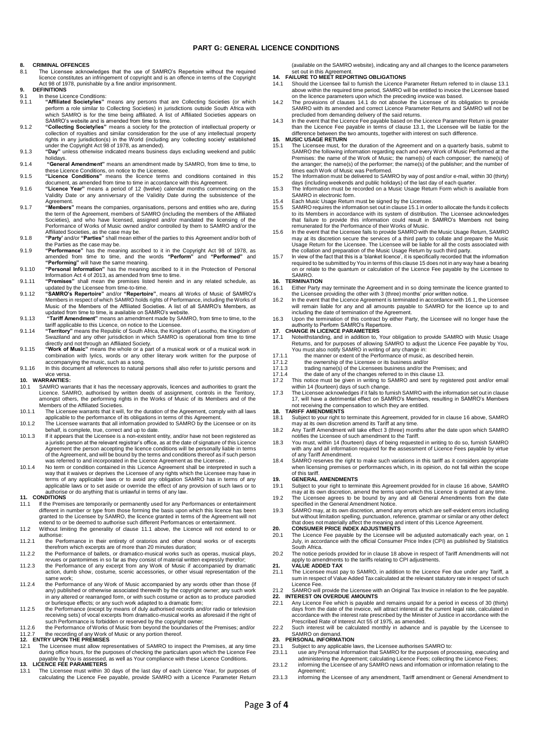# PART G: GENERAL LICENCE CONDITIONS

**8. CRIMINAL OFFENCES**

8.1 The Licensee acknowledges that the use of SAMRO's Repertoire without the required licence constitutes an infringement of copyright and is an offence in terms of the Copyright Act 98 of 1978, punishable by a fine and/or imprisonment.

**9. DEFINITIONS**

9.1 In these Licence Conditions:

9.1.1 **"Affiliated Society/ies"** means any persons that are Collecting Societies (or which perform a role similar to Collecting Societies) in jurisdictions outside South Africa with which SAMRO is for the time being affiliated. A list of Affiliated Societies appears on SAMRO's website and is amended from time to time.

9.1.2 **"Collecting Society/ies"** means a society for the protection of intellectual property or collection of royalties and similar consideration for the use of any intellectual property rights in any jurisdiction(s) in the World (including any 'collecting society' established under the Copyright Act 98 of 1978, as amended).

9.1.3 **"Day"** unless otherwise indicated means business days excluding weekend and public holidays.

9.1.4 **"General Amendment"** means an amendment made by SAMRO, from time to time, to these Licence Conditions, on notice to the Licensee.

9.1.5 **"Licence Conditions"** means the licence terms and conditions contained in this document, as amended from time to time in accordance with this Agreement.

9.1.6 **"Licence Year"** means a period of 12 (twelve) calendar months commencing on the Validity Date or any anniversary of the Validity Date during the subsistence of the Agreement.

9.1.7 **"Members"** means the companies, organisations, persons and entities who are, during the term of the Agreement, members of SAMRO (including the members of the Affiliated Societies), and who have licensed, assigned and/or mandated the licensing of the Performance of Works of Music owned and/or controlled by them to SAMRO and/or the Affiliated Societies, as the case may be.

9.1.8 **"Party'** and/or **"Parties"** shall mean either of the parties to this Agreement and/or both of the Parties as the case may be.

9.1.9 **"Performance"** has the meaning ascribed to it in the Copyright Act 98 of 1978, as amended from time to time, and the words **"Perform"** and **"Performed"** and **"Performing"** will have the same meaning.

9.1.10 **"Personal Information"** has the meaning ascribed to it in the Protection of Personal Information Act 4 of 2013, as amended from time to time.

9.1.11 **"Premises"** shall mean the premises listed herein and in any related schedule, as updated by the Licensee from time-to-time.

9.1.12 **"SAMRO's Repertoire"** and/or **"Repertoire"**, means all Works of Music of SAMRO's Members in respect of which SAMRO holds rights of Performance, including the Works of Music of the Members of the Affiliated Societies. A list of all SAMRO's Members, as updated from time to time, is available on SAMRO's website.

9.1.13 **"Tariff Amendment"** means an amendment made by SAMRO, from time to time, to the tariff applicable to this Licence, on notice to the Licensee.

9.1.14 **"Territory"** means the Republic of South Africa, the Kingdom of Lesotho, the Kingdom of Swaziland and any other jurisdiction in which SAMRO is operational from time to time directly and not through an Affiliated Society.

9.1.15 **"Work of Music"** means the whole or a part of a musical work or of a musical work in combination with lyrics, words or any other literary work written for the purpose of accompanying the music, such as a song.

9.1.16 In this document all references to natural persons shall also refer to juristic persons and vice versa.

**10. WARRANTIES:**

10.1 SAMRO warrants that it has the necessary approvals, licences and authorities to grant the Licence. SAMRO, authorised by written deeds of assignment, controls in the Territory, amongst others, the performing rights in the Works of Music of its Members and of the Members of the Affiliated Societies.

10.1.1 The Licensee warrants that it will, for the duration of the Agreement, comply with all laws applicable to the performance of its obligations in terms of this Agreement.

10.1.2 The Licensee warrants that all information provided to SAMRO by the Licensee or on its behalf, is complete, true, correct and up to date.

10.1.3 If it appears that the Licensee is a non-existent entity, and/or have not been registered as a juristic person at the relevant registrar's office, as at the date of signature of this Licence Agreement the person accepting the licence conditions will be personally liable in terms of the Agreement, and will be bound by the terms and conditions thereof as if such person was referred to and incorporated in the Licence Agreement as the Licensee. .

10.1.4 No term or condition contained in this Licence Agreement shall be interpreted in such a way that it waives or deprives the Licensee of any rights which the Licensee may have in terms of any applicable laws or to avoid any obligation SAMRO has in terms of any applicable laws or to set aside or override the effect of any provision of such laws or to authorise or do anything that is unlawful in terms of any law.

**11. CONDITIONS**

11.1 If the Premises are temporarily or permanently used for any Performances or entertainment different in number or type from those forming the basis upon which this licence has been granted to the Licensee by SAMRO, the licence granted in terms of the Agreement will not extend to or be deemed to authorise such different Performances or entertainment.

11.2 Without limiting the generality of clause 11.1 above, the Licence will not extend to or authorise:

11.2.1 the Performance in their entirety of oratorios and other choral works or of excerpts therefrom which excerpts are of more than 20 minutes duration;

11.2.2 the Performance of ballets, or dramatico-musical works such as operas, musical plays, revues or pantomimes in so far as they consist of material written expressly therefor;

11.2.3 the Performance of any excerpt from any Work of Music if accompanied by dramatic action, dumb show, costume, scenic accessories, or other visual representation of the same work;

11.2.4 the Performance of any Work of Music accompanied by any words other than those (if any) published or otherwise associated therewith by the copyright owner; any such work in any altered or rearranged form, or with such costume or action as to produce parodied or burlesque effects; or any such work adapted to a dramatic form;

11.2.5 the Performance (except by means of duly authorised records and/or radio or television receiving sets) of vocal excerpts from dramatico-musical works as aforesaid if the right of such Performance is forbidden or reserved by the copyright owner;

11.2.6 the Performance of Works of Music from beyond the boundaries of the Premises; and/or

11.2.7 the recording of any Work of Music or any portion thereof.

**12. ENTRY UPON THE PREMISES**

12.1 The Licensee must allow representatives of SAMRO to inspect the Premises, at any time during office hours, for the purposes of checking the particulars upon which the Licence Fee payable by You is assessed, as well as Your compliance with these Licence Conditions.

**13. LICENCE FEE PARAMETERS**

13.1 The Licensee must within 30 days of the last day of each Licence Year, for purposes of calculating the Licence Fee payable, provide SAMRO with a Licence Parameter Return (available on the SAMRO website), indicating any and all changes to the licence parameters set out in this Agreement.

**14. FAILURE TO MEET REPORTING OBLIGATIONS**

14.1 Should the Licensee fail to furnish the Licence Parameter Return referred to in clause 13.1 above within the required time period, SAMRO will be entitled to invoice the Licensee based on the licence parameters upon which the preceding invoice was based.

14.2 The provisions of clauses 14.1 do not absolve the Licensee of its obligation to provide SAMRO with its amended and correct Licence Parameter Returns and SAMRO will not be precluded from demanding delivery of the said returns.

14.3 In the event that the Licence Fee payable based on the Licence Parameter Return is greater than the Licence Fee payable in terms of clause 13.1, the Licensee will be liable for the difference between the two amounts, together with interest on such difference.

**15. MUSIC USAGE RETURN**

15.1 The Licensee must, for the duration of the Agreement and on a quarterly basis, submit to SAMRO the following information regarding each and every Work of Music Performed at the Premises: the name of the Work of Music; the name(s) of each composer; the name(s) of the arranger; the name(s) of the performer; the name(s) of the publisher; and the number of times each Work of Music was Performed.

15.2 The Information must be delivered to SAMRO by way of post and/or e-mail, within 30 (thirty) days (including weekends and public holidays) of the last day of each quarter.

15.3 The Information must be recorded on a Music Usage Return Form which is available from SAMRO in electronic form.

15.4 Each Music Usage Return must be signed by the Licensee.

15.5 SAMRO requires the information set out in clause 15.1 in order to allocate the funds it collects to its Members in accordance with its system of distribution. The Licensee acknowledges that failure to provide this information could result in SAMRO's Members not being remunerated for the Performance of their Works of Music.

15.6 In the event that the Licensee fails to provide SAMRO with the Music Usage Return, SAMRO may at its discretion secure the services of a third party to collate and prepare the Music Usage Return for the Licensee. The Licensee will be liable for all the costs associated with the collation and preparation of the Music Usage Return by such third party.

15.7 In view of the fact that this is a 'blanket licence', it is specifically recorded that the information required to be submitted by You in terms of this clause 15 does not in any way have a bearing on or relate to the quantum or calculation of the Licence Fee payable by the Licensee to SAMRO.

**16. TERMINATION**

16.1 Either Party may terminate the Agreement and in so doing terminate the licence granted to the Licensee providing the other with 3 (three) months' prior written notice.

16.2 In the event that the Licence Agreement is terminated in accordance with 16.1, the Licensee will remain liable for any and all amounts payable to SAMRO for the licence up to and including the date of termination of the Agreement.

16.3 Upon the termination of this contract by either Party, the Licensee will no longer have the authority to Perform SAMRO's Repertoire.

**17. CHANGE IN LICENCE PARAMETERS**

17.1 Notwithstanding, and in addition to, Your obligation to provide SAMRO with Music Usage Returns, and for purposes of allowing SAMRO to adjust the Licence Fee payable by You, You must also notify SAMRO in writing of any change in:

17.1.1 the manner or extent of the Performance of music, as described herein.

17.1.2 the ownership of the Licensee or its business and/or

17.1.3 trading name(s) of the Licensees business and/or the Premises; and

17.1.4 the date of any of the changes referred to in this clause 13.

17.2 This notice must be given in writing to SAMRO and sent by registered post and/or email within 14 (fourteen) days of such change.

17.3 The Licensee acknowledges if it fails to furnish SAMRO with the information set out in clause 17, will have a detrimental effect on SAMRO's Members, resulting in SAMRO's Members not receiving the compensation to which they are entitled.

**18. TARIFF AMENDMENTS**

18.1 Subject to your right to terminate this Agreement, provided for in clause 16 above, SAMRO may at its own discretion amend its Tariff at any time.

18.2 Any Tariff Amendment will take effect 3 (three) months after the date upon which SAMRO notifies the Licensee of such amendment to the Tariff.

18.3 You must, within 14 (fourteen) days of being requested in writing to do so, furnish SAMRO with any and all information required for the assessment of Licence Fees payable by virtue of any Tariff Amendment.

18.4 SAMRO reserves the right to make such variations in this tariff as it considers appropriate when licensing premises or performances which, in its opinion, do not fall within the scope of this tariff.

**19. GENERAL AMENDMENTS**

19.1 Subject to your right to terminate this Agreement provided for in clause 16 above, SAMRO may at its own discretion, amend the terms upon which this Licence is granted at any time.

19.2 The Licensee agrees to be bound by any and all General Amendments from the date specified in the General Amendment Notice.

19.3 SAMRO may, at its own discretion, amend any errors which are self-evident errors including but without limitation spelling, punctuation, reference, grammar or similar or any other defect that does not materially affect the meaning and intent of this Licence Agreement.

**20. CONSUMER PRICE INDEX ADJUSTMENTS**

20.1 The Licence Fee payable by the Licensee will be adjusted automatically each year, on 1 July, in accordance with the official Consumer Price Index (CPI) as published by Statistics South Africa.

20.2 The notice periods provided for in clause 18 above in respect of Tariff Amendments will not apply to amendments to the tariffs relating to CPI adjustments.

**21. VALUE ADDED TAX**

21.1 The Licensee must pay to SAMRO, in addition to the Licence Fee due under any Tariff, a sum in respect of Value Added Tax calculated at the relevant statutory rate in respect of such Licence Fee.

21.2 SAMRO will provide the Licensee with an Original Tax Invoice in relation to the fee payable.

**22. INTEREST ON OVERDUE AMOUNTS**

22.1 Any Licence Fee which is payable and remains unpaid for a period in excess of 30 (thirty) days from the date of the invoice, will attract interest at the current legal rate, calculated in accordance with the interest rate prescribed by the Minister of Justice in accordance with the Prescribed Rate of Interest Act 55 of 1975, as amended.

22.2 Such interest will be calculated monthly in advance and is payable by the Licensee to SAMRO on demand.

**23. PERSONAL INFORMATION**

23.1 Subject to any applicable laws, the Licensee authorises SAMRO to:

23.1.1 use any Personal Information that SAMRO for the purposes of processing, executing and administering the Agreement; calculating Licence Fees; collecting the Licence Fees;

23.1.2 informing the Licensee of any SAMRO news and information or information relating to the Agreement;

23.1.3 informing the Licensee of any amendment, Tariff amendment or General Amendment to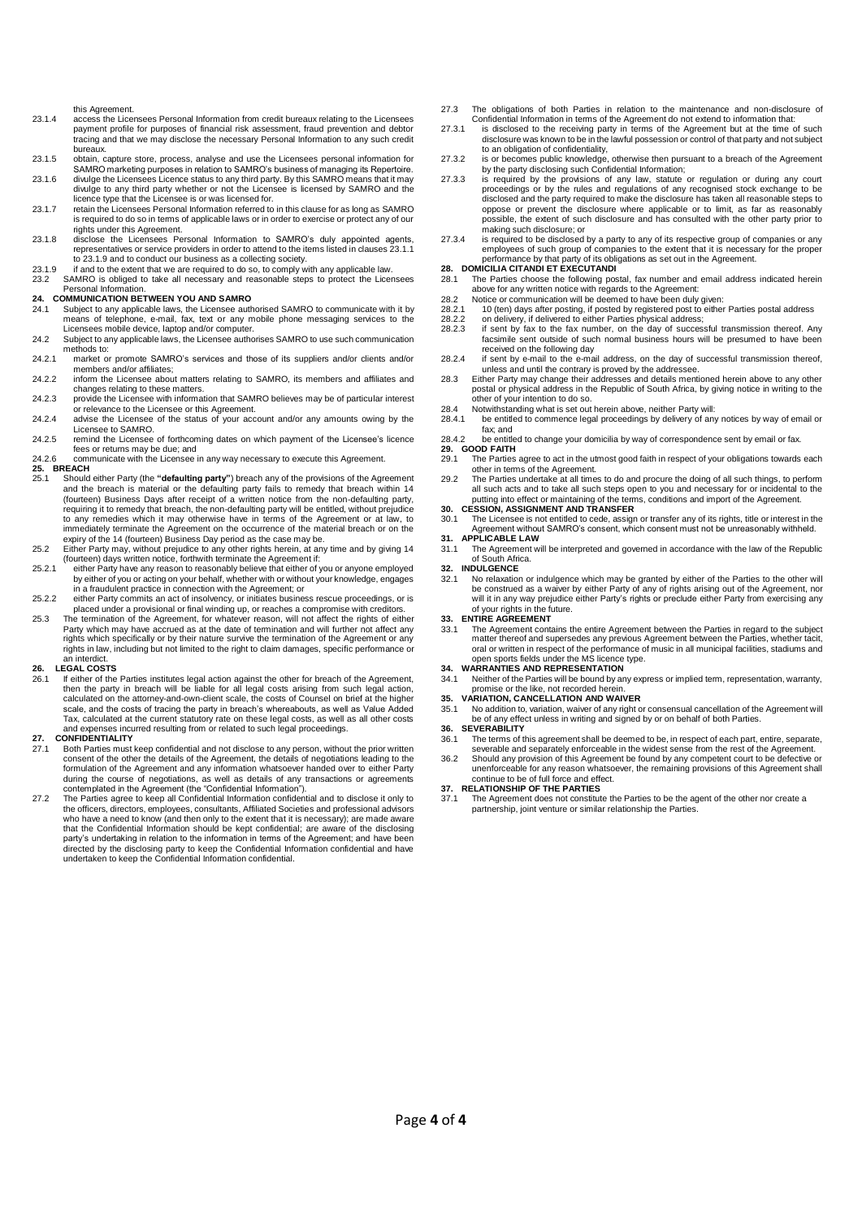this Agreement.

23.1.4 access the Licensees Personal Information from credit bureaux relating to the Licensees payment profile for purposes of financial risk assessment, fraud prevention and debtor tracing and that we may disclose the necessary Personal Information to any such credit bureaux.

23.1.5 obtain, capture store, process, analyse and use the Licensees personal information for SAMRO marketing purposes in relation to SAMRO's business of managing its Repertoire.

23.1.6 divulge the Licensees Licence status to any third party. By this SAMRO means that it may divulge to any third party whether or not the Licensee is licensed by SAMRO and the licence type that the Licensee is or was licensed for.

23.1.7 retain the Licensees Personal Information referred to in this clause for as long as SAMRO is required to do so in terms of applicable laws or in order to exercise or protect any of our rights under this Agreement.

23.1.8 disclose the Licensees Personal Information to SAMRO's duly appointed agents, representatives or service providers in order to attend to the items listed in clauses 23.1.1 to 23.1.9 and to conduct our business as a collecting society.

23.1.9 if and to the extent that we are required to do so, to comply with any applicable law.

23.2 SAMRO is obliged to take all necessary and reasonable steps to protect the Licensees Personal Information.

**24. COMMUNICATION BETWEEN YOU AND SAMRO**

24.1 Subject to any applicable laws, the Licensee authorised SAMRO to communicate with it by means of telephone, e-mail, fax, text or any mobile phone messaging services to the Licensees mobile device, laptop and/or computer.

24.2 Subject to any applicable laws, the Licensee authorises SAMRO to use such communication methods to:

24.2.1 market or promote SAMRO's services and those of its suppliers and/or clients and/or members and/or affiliates;

24.2.2 inform the Licensee about matters relating to SAMRO, its members and affiliates and changes relating to these matters.

24.2.3 provide the Licensee with information that SAMRO believes may be of particular interest or relevance to the Licensee or this Agreement.

24.2.4 advise the Licensee of the status of your account and/or any amounts owing by the Licensee to SAMRO.

24.2.5 remind the Licensee of forthcoming dates on which payment of the Licensee's licence fees or returns may be due; and

24.2.6 communicate with the Licensee in any way necessary to execute this Agreement.

**25. BREACH**

25.1 Should either Party (the "**defaulting party**") breach any of the provisions of the Agreement and the breach is material or the defaulting party fails to remedy that breach within 14 (fourteen) Business Days after receipt of a written notice from the non-defaulting party, requiring it to remedy that breach, the non-defaulting party will be entitled, without prejudice to any remedies which it may otherwise have in terms of the Agreement or at law, to immediately terminate the Agreement on the occurrence of the material breach or on the expiry of the 14 (fourteen) Business Day period as the case may be.

25.2 Either Party may, without prejudice to any other rights herein, at any time and by giving 14 (fourteen) days written notice, forthwith terminate the Agreement if:

25.2.1 either Party have any reason to reasonably believe that either of you or anyone employed by either of you or acting on your behalf, whether with or without your knowledge, engages in a fraudulent practice in connection with the Agreement; or

25.2.2 either Party commits an act of insolvency, or initiates business rescue proceedings, or is placed under a provisional or final winding up, or reaches a compromise with creditors.

25.3 The termination of the Agreement, for whatever reason, will not affect the rights of either Party which may have accrued as at the date of termination and will further not affect any rights which specifically or by their nature survive the termination of the Agreement or any rights in law, including but not limited to the right to claim damages, specific performance or an interdict.

**26. LEGAL COSTS**

26.1 If either of the Parties institutes legal action against the other for breach of the Agreement, then the party in breach will be liable for all legal costs arising from such legal action, calculated on the attorney-and-own-client scale, the costs of Counsel on brief at the higher scale, and the costs of tracing the party in breach's whereabouts, as well as Value Added Tax, calculated at the current statutory rate on these legal costs, as well as all other costs and expenses incurred resulting from or related to such legal proceedings.

**27. CONFIDENTIALITY**

27.1 Both Parties must keep confidential and not disclose to any person, without the prior written consent of the other the details of the Agreement, the details of negotiations leading to the formulation of the Agreement and any information whatsoever handed over to either Party during the course of negotiations, as well as details of any transactions or agreements contemplated in the Agreement (the "Confidential Information").

27.2 The Parties agree to keep all Confidential Information confidential and to disclose it only to the officers, directors, employees, consultants, Affiliated Societies and professional advisors who have a need to know (and then only to the extent that it is necessary); are made aware that the Confidential Information should be kept confidential; are aware of the disclosing party's undertaking in relation to the information in terms of the Agreement; and have been directed by the disclosing party to keep the Confidential Information confidential and have undertaken to keep the Confidential Information confidential.

27.3 The obligations of both Parties in relation to the maintenance and non-disclosure of Confidential Information in terms of the Agreement do not extend to information that:

27.3.1 is disclosed to the receiving party in terms of the Agreement but at the time of such disclosure was known to be in the lawful possession or control of that party and not subject to an obligation of confidentiality,

27.3.2 is or becomes public knowledge, otherwise then pursuant to a breach of the Agreement by the party disclosing such Confidential Information;

27.3.3 is required by the provisions of any law, statute or regulation or during any court proceedings or by the rules and regulations of any recognised stock exchange to be disclosed and the party required to make the disclosure has taken all reasonable steps to oppose or prevent the disclosure where applicable or to limit, as far as reasonably possible, the extent of such disclosure and has consulted with the other party prior to making such disclosure; or

27.3.4 is required to be disclosed by a party to any of its respective group of companies or any employees of such group of companies to the extent that it is necessary for the proper performance by that party of its obligations as set out in the Agreement.

**28. DOMICILIA CITANDI ET EXECUTANDI**

28.1 The Parties choose the following postal, fax number and email address indicated herein above for any written notice with regards to the Agreement:

28.2 Notice or communication will be deemed to have been duly given:

28.2.1 10 (ten) days after posting, if posted by registered post to either Parties postal address

28.2.2 on delivery, if delivered to either Parties physical address;

28.2.3 if sent by fax to the fax number, on the day of successful transmission thereof. Any facsimile sent outside of such normal business hours will be presumed to have been received on the following day

28.2.4 if sent by e-mail to the e-mail address, on the day of successful transmission thereof, unless and until the contrary is proved by the addressee.

28.3 Either Party may change their addresses and details mentioned herein above to any other postal or physical address in the Republic of South Africa, by giving notice in writing to the other of your intention to do so.

28.4 Notwithstanding what is set out herein above, neither Party will:

28.4.1 be entitled to commence legal proceedings by delivery of any notices by way of email or fax; and

28.4.2 be entitled to change your domicilia by way of correspondence sent by email or fax.

**29. GOOD FAITH**

29.1 The Parties agree to act in the utmost good faith in respect of your obligations towards each other in terms of the Agreement.

29.2 The Parties undertake at all times to do and procure the doing of all such things, to perform all such acts and to take all such steps open to you and necessary for or incidental to the putting into effect or maintaining of the terms, conditions and import of the Agreement.

**30. CESSION, ASSIGNMENT AND TRANSFER**

30.1 The Licensee is not entitled to cede, assign or transfer any of its rights, title or interest in the Agreement without SAMRO's consent, which consent must not be unreasonably withheld.

**31. APPLICABLE LAW**

31.1 The Agreement will be interpreted and governed in accordance with the law of the Republic of South Africa.

**32. INDULGENCE**

32.1 No relaxation or indulgence which may be granted by either of the Parties to the other will be construed as a waiver by either Party of any of rights arising out of the Agreement, nor will it in any way prejudice either Party's rights or preclude either Party from exercising any of your rights in the future.

**33. ENTIRE AGREEMENT**

33.1 The Agreement contains the entire Agreement between the Parties in regard to the subject matter thereof and supersedes any previous Agreement between the Parties, whether tacit, oral or written in respect of the performance of music in all municipal facilities, stadiums and open sports fields under the MS licence type.

**34. WARRANTIES AND REPRESENTATION**

34.1 Neither of the Parties will be bound by any express or implied term, representation, warranty, promise or the like, not recorded herein.

**35. VARIATION, CANCELLATION AND WAIVER**

35.1 No addition to, variation, waiver of any right or consensual cancellation of the Agreement will be of any effect unless in writing and signed by or on behalf of both Parties.

**36. SEVERABILITY**

36.1 The terms of this agreement shall be deemed to be, in respect of each part, entire, separate, severable and separately enforceable in the widest sense from the rest of the Agreement.

36.2 Should any provision of this Agreement be found by any competent court to be defective or unenforceable for any reason whatsoever, the remaining provisions of this Agreement shall continue to be of full force and effect.

**37. RELATIONSHIP OF THE PARTIES**

37.1 The Agreement does not constitute the Parties to be the agent of the other nor create a partnership, joint venture or similar relationship the Parties.